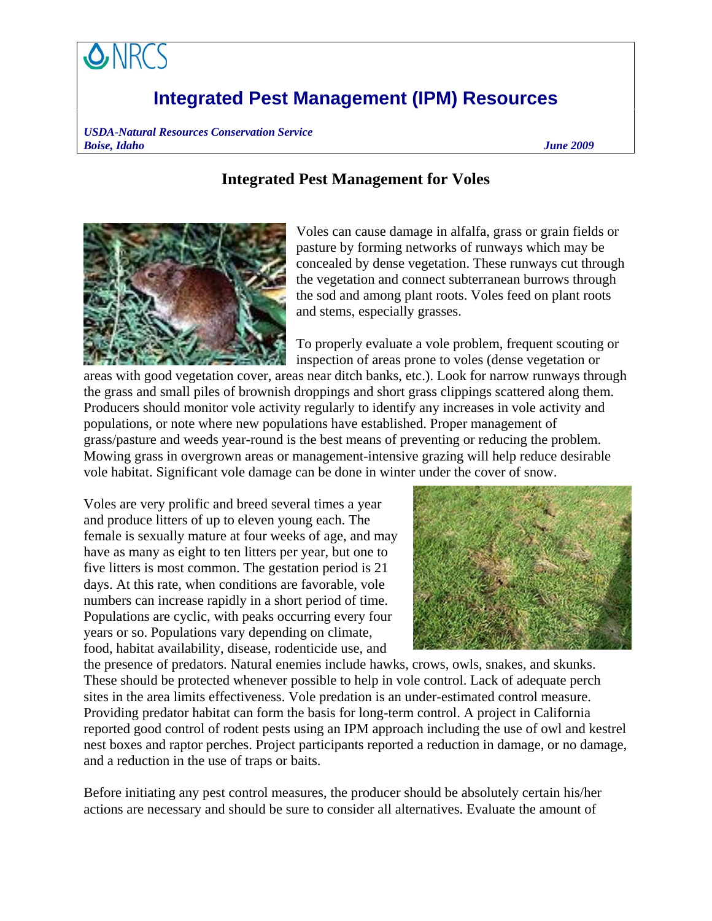NRCS

# Integrated Pest Management (IPM) Resources

*USDA-Natural Resources Conservation Service*
*Boise, Idaho* *June 2009*

## Integrated Pest Management for Voles

Voles can cause damage in alfalfa, grass or grain fields or pasture by forming networks of runways which may be concealed by dense vegetation. These runways cut through the vegetation and connect subterranean burrows through the sod and among plant roots. Voles feed on plant roots and stems, especially grasses.

To properly evaluate a vole problem, frequent scouting or inspection of areas prone to voles (dense vegetation or areas with good vegetation cover, areas near ditch banks, etc.). Look for narrow runways through the grass and small piles of brownish droppings and short grass clippings scattered along them. Producers should monitor vole activity regularly to identify any increases in vole activity and populations, or note where new populations have established. Proper management of grass/pasture and weeds year-round is the best means of preventing or reducing the problem. Mowing grass in overgrown areas or management-intensive grazing will help reduce desirable vole habitat. Significant vole damage can be done in winter under the cover of snow.

Voles are very prolific and breed several times a year and produce litters of up to eleven young each. The female is sexually mature at four weeks of age, and may have as many as eight to ten litters per year, but one to five litters is most common. The gestation period is 21 days. At this rate, when conditions are favorable, vole numbers can increase rapidly in a short period of time. Populations are cyclic, with peaks occurring every four years or so. Populations vary depending on climate, food, habitat availability, disease, rodenticide use, and the presence of predators. Natural enemies include hawks, crows, owls, snakes, and skunks. These should be protected whenever possible to help in vole control. Lack of adequate perch sites in the area limits effectiveness. Vole predation is an under-estimated control measure. Providing predator habitat can form the basis for long-term control. A project in California reported good control of rodent pests using an IPM approach including the use of owl and kestrel nest boxes and raptor perches. Project participants reported a reduction in damage, or no damage, and a reduction in the use of traps or baits.

Before initiating any pest control measures, the producer should be absolutely certain his/her actions are necessary and should be sure to consider all alternatives. Evaluate the amount of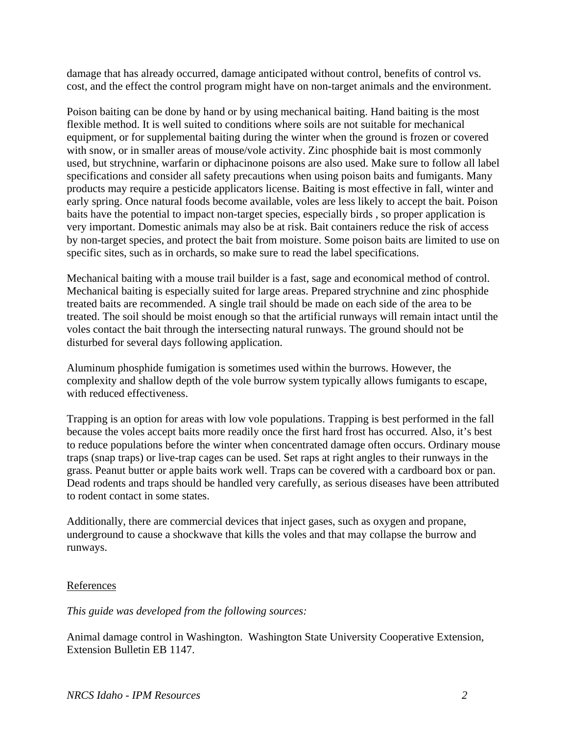damage that has already occurred, damage anticipated without control, benefits of control vs. cost, and the effect the control program might have on non-target animals and the environment.

Poison baiting can be done by hand or by using mechanical baiting. Hand baiting is the most flexible method. It is well suited to conditions where soils are not suitable for mechanical equipment, or for supplemental baiting during the winter when the ground is frozen or covered with snow, or in smaller areas of mouse/vole activity. Zinc phosphide bait is most commonly used, but strychnine, warfarin or diphacinone poisons are also used. Make sure to follow all label specifications and consider all safety precautions when using poison baits and fumigants. Many products may require a pesticide applicators license. Baiting is most effective in fall, winter and early spring. Once natural foods become available, voles are less likely to accept the bait. Poison baits have the potential to impact non-target species, especially birds , so proper application is very important. Domestic animals may also be at risk. Bait containers reduce the risk of access by non-target species, and protect the bait from moisture. Some poison baits are limited to use on specific sites, such as in orchards, so make sure to read the label specifications.

Mechanical baiting with a mouse trail builder is a fast, sage and economical method of control. Mechanical baiting is especially suited for large areas. Prepared strychnine and zinc phosphide treated baits are recommended. A single trail should be made on each side of the area to be treated. The soil should be moist enough so that the artificial runways will remain intact until the voles contact the bait through the intersecting natural runways. The ground should not be disturbed for several days following application.

Aluminum phosphide fumigation is sometimes used within the burrows. However, the complexity and shallow depth of the vole burrow system typically allows fumigants to escape, with reduced effectiveness.

Trapping is an option for areas with low vole populations. Trapping is best performed in the fall because the voles accept baits more readily once the first hard frost has occurred. Also, it's best to reduce populations before the winter when concentrated damage often occurs. Ordinary mouse traps (snap traps) or live-trap cages can be used. Set raps at right angles to their runways in the grass. Peanut butter or apple baits work well. Traps can be covered with a cardboard box or pan. Dead rodents and traps should be handled very carefully, as serious diseases have been attributed to rodent contact in some states.

Additionally, there are commercial devices that inject gases, such as oxygen and propane, underground to cause a shockwave that kills the voles and that may collapse the burrow and runways.

References

*This guide was developed from the following sources:*

Animal damage control in Washington. Washington State University Cooperative Extension, Extension Bulletin EB 1147.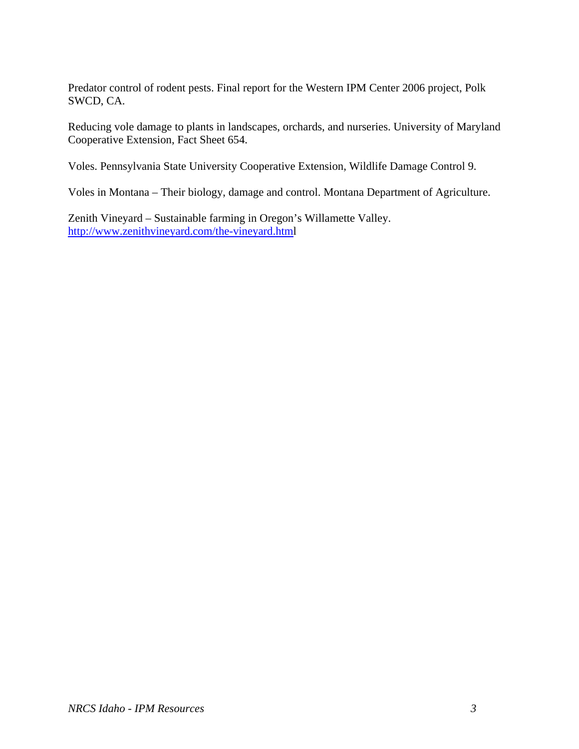Predator control of rodent pests. Final report for the Western IPM Center 2006 project, Polk SWCD, CA.

Reducing vole damage to plants in landscapes, orchards, and nurseries. University of Maryland Cooperative Extension, Fact Sheet 654.

Voles. Pennsylvania State University Cooperative Extension, Wildlife Damage Control 9.

Voles in Montana – Their biology, damage and control. Montana Department of Agriculture.

Zenith Vineyard – Sustainable farming in Oregon's Willamette Valley. http://www.zenithvineyard.com/the-vineyard.html